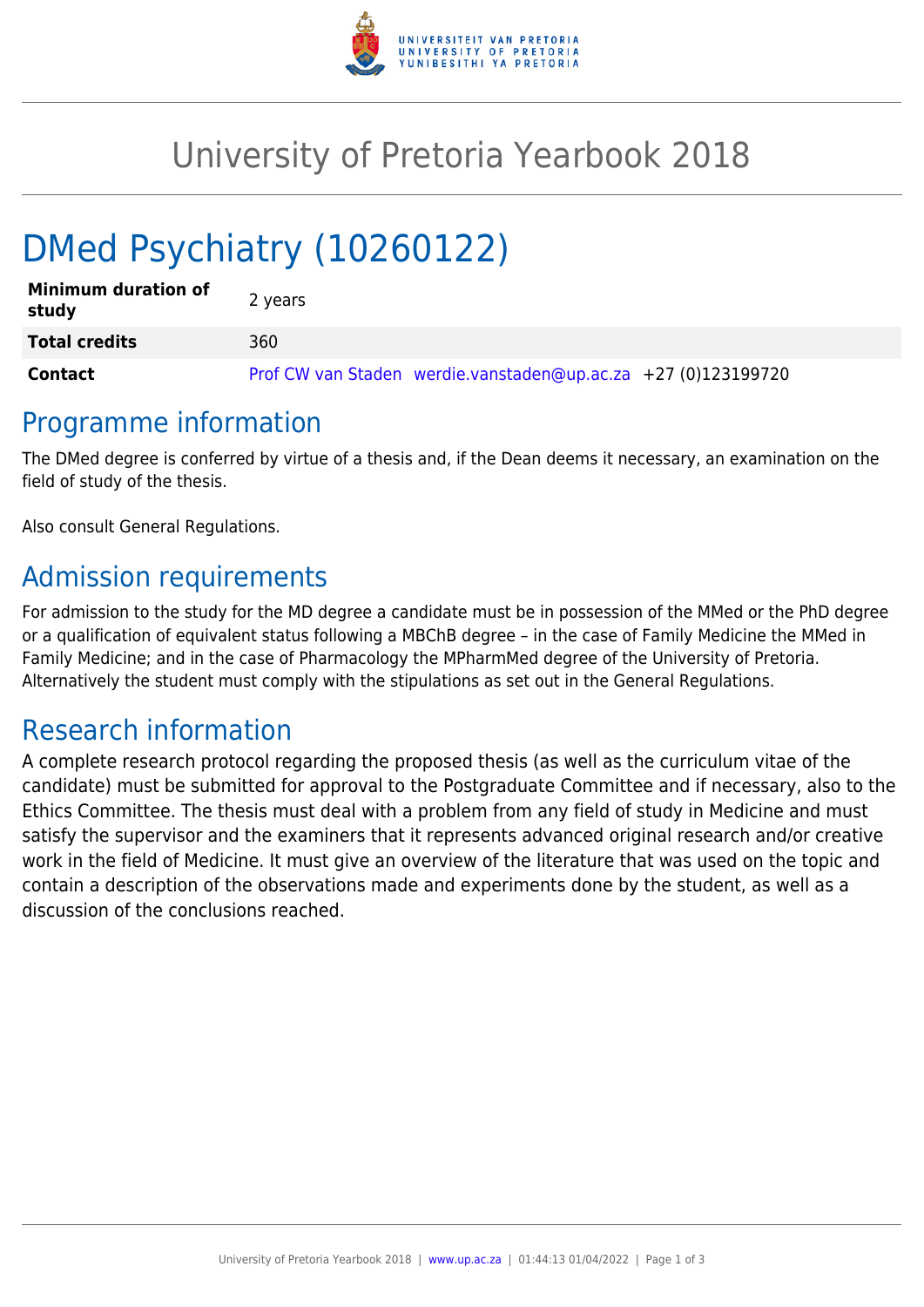# University of Pretoria Yearbook 2018

## DMed Psychiatry (10260122)

| | |
|---|---|
| **Minimum duration of study** | 2 years |
| **Total credits** | 360 |
| **Contact** | Prof CW van Staden werdie.vanstaden@up.ac.za +27 (0)123199720 |

## Programme information

The DMed degree is conferred by virtue of a thesis and, if the Dean deems it necessary, an examination on the field of study of the thesis.

Also consult General Regulations.

## Admission requirements

For admission to the study for the MD degree a candidate must be in possession of the MMed or the PhD degree or a qualification of equivalent status following a MBChB degree – in the case of Family Medicine the MMed in Family Medicine; and in the case of Pharmacology the MPharmMed degree of the University of Pretoria. Alternatively the student must comply with the stipulations as set out in the General Regulations.

## Research information

A complete research protocol regarding the proposed thesis (as well as the curriculum vitae of the candidate) must be submitted for approval to the Postgraduate Committee and if necessary, also to the Ethics Committee. The thesis must deal with a problem from any field of study in Medicine and must satisfy the supervisor and the examiners that it represents advanced original research and/or creative work in the field of Medicine. It must give an overview of the literature that was used on the topic and contain a description of the observations made and experiments done by the student, as well as a discussion of the conclusions reached.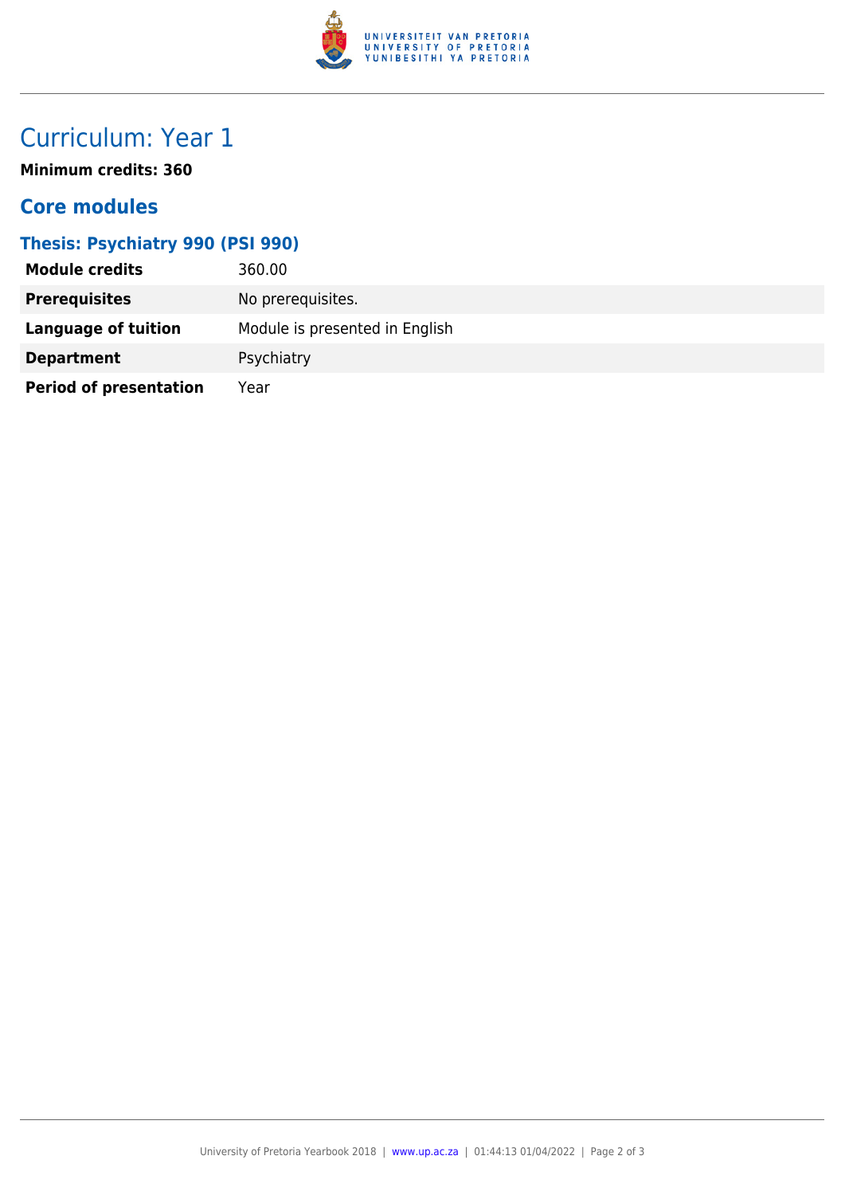# Curriculum: Year 1

**Minimum credits: 360**

## Core modules

### Thesis: Psychiatry 990 (PSI 990)

| | |
|---|---|
| **Module credits** | 360.00 |
| **Prerequisites** | No prerequisites. |
| **Language of tuition** | Module is presented in English |
| **Department** | Psychiatry |
| **Period of presentation** | Year |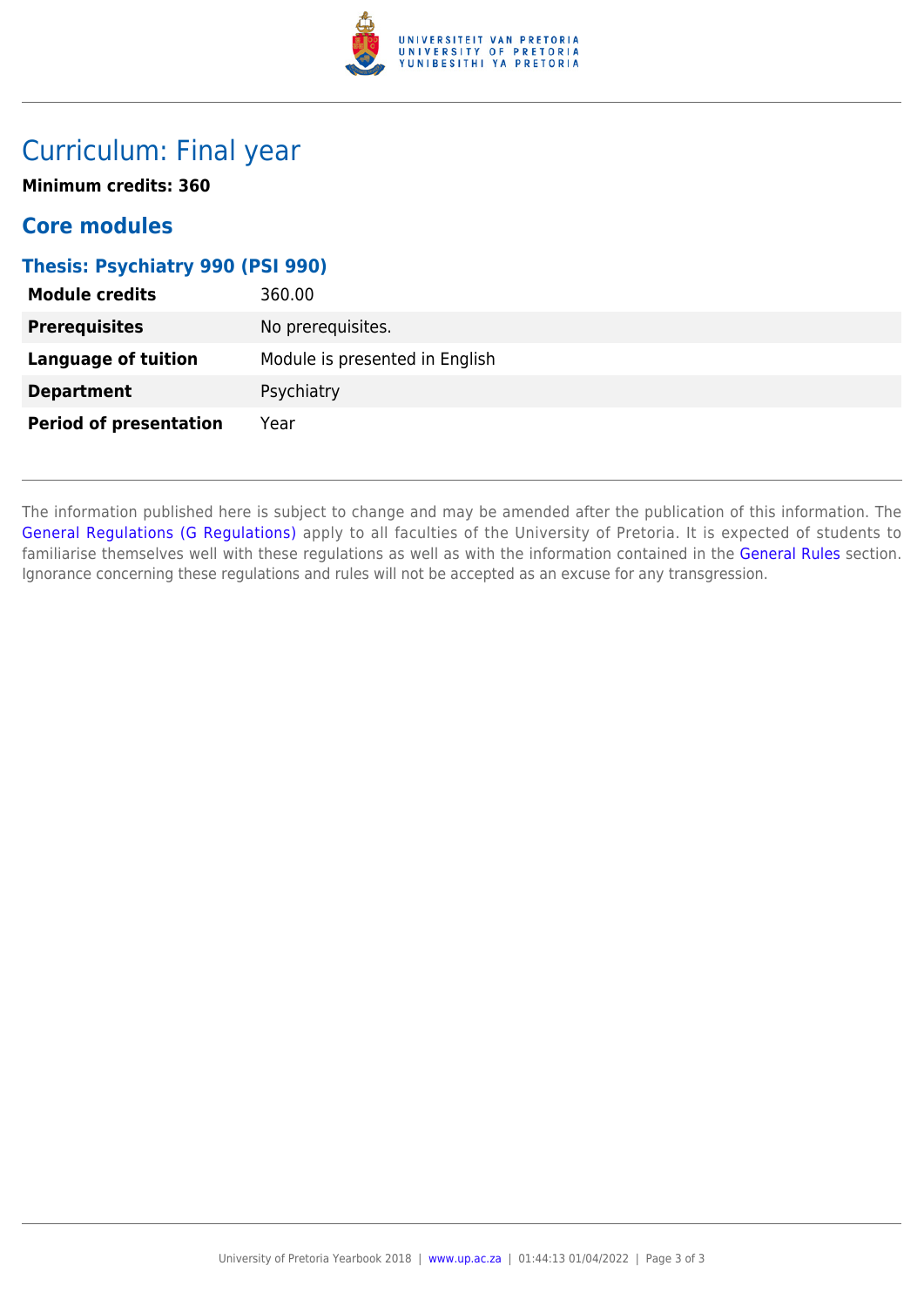# Curriculum: Final year

**Minimum credits: 360**

## Core modules

### Thesis: Psychiatry 990 (PSI 990)

| | |
|---|---|
| **Module credits** | 360.00 |
| **Prerequisites** | No prerequisites. |
| **Language of tuition** | Module is presented in English |
| **Department** | Psychiatry |
| **Period of presentation** | Year |

The information published here is subject to change and may be amended after the publication of this information. The General Regulations (G Regulations) apply to all faculties of the University of Pretoria. It is expected of students to familiarise themselves well with these regulations as well as with the information contained in the General Rules section. Ignorance concerning these regulations and rules will not be accepted as an excuse for any transgression.